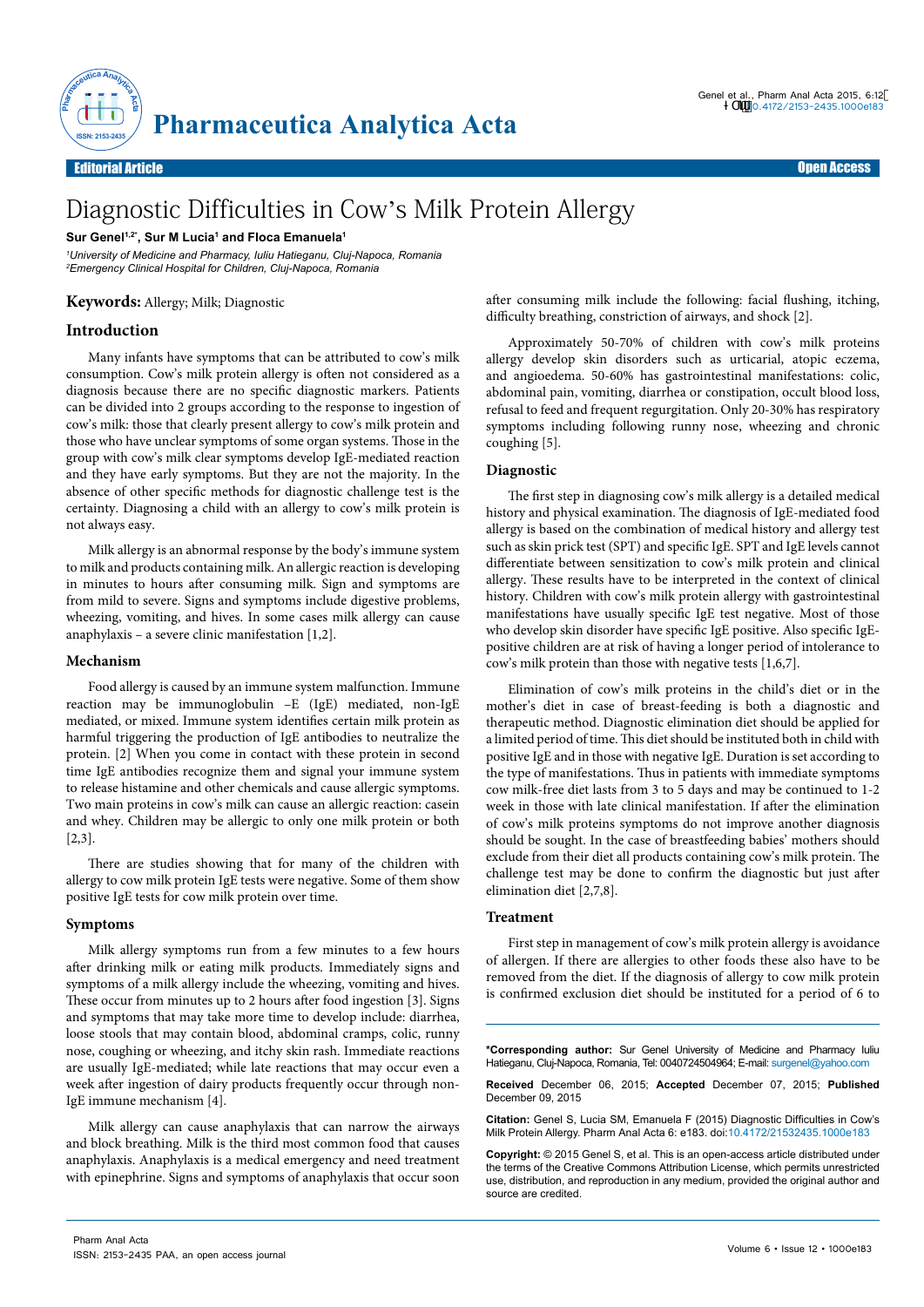Editorial Article — Open Access

# Diagnostic Difficulties in Cow's Milk Protein Allergy

**Sur Genel[1,2*], Sur M Lucia[1] and Floca Emanuela[1]**

*[1]University of Medicine and Pharmacy, Iuliu Hatieganu, Cluj-Napoca, Romania*
*[2]Emergency Clinical Hospital for Children, Cluj-Napoca, Romania*

**Keywords:** Allergy; Milk; Diagnostic

## Introduction

Many infants have symptoms that can be attributed to cow's milk consumption. Cow's milk protein allergy is often not considered as a diagnosis because there are no specific diagnostic markers. Patients can be divided into 2 groups according to the response to ingestion of cow's milk: those that clearly present allergy to cow's milk protein and those who have unclear symptoms of some organ systems. Those in the group with cow's milk clear symptoms develop IgE-mediated reaction and they have early symptoms. But they are not the majority. In the absence of other specific methods for diagnostic challenge test is the certainty. Diagnosing a child with an allergy to cow's milk protein is not always easy.

Milk allergy is an abnormal response by the body's immune system to milk and products containing milk. An allergic reaction is developing in minutes to hours after consuming milk. Sign and symptoms are from mild to severe. Signs and symptoms include digestive problems, wheezing, vomiting, and hives. In some cases milk allergy can cause anaphylaxis – a severe clinic manifestation [1,2].

### Mechanism

Food allergy is caused by an immune system malfunction. Immune reaction may be immunoglobulin –E (IgE) mediated, non-IgE mediated, or mixed. Immune system identifies certain milk protein as harmful triggering the production of IgE antibodies to neutralize the protein. [2] When you come in contact with these protein in second time IgE antibodies recognize them and signal your immune system to release histamine and other chemicals and cause allergic symptoms. Two main proteins in cow's milk can cause an allergic reaction: casein and whey. Children may be allergic to only one milk protein or both [2,3].

There are studies showing that for many of the children with allergy to cow milk protein IgE tests were negative. Some of them show positive IgE tests for cow milk protein over time.

### Symptoms

Milk allergy symptoms run from a few minutes to a few hours after drinking milk or eating milk products. Immediately signs and symptoms of a milk allergy include the wheezing, vomiting and hives. These occur from minutes up to 2 hours after food ingestion [3]. Signs and symptoms that may take more time to develop include: diarrhea, loose stools that may contain blood, abdominal cramps, colic, runny nose, coughing or wheezing, and itchy skin rash. Immediate reactions are usually IgE-mediated; while late reactions that may occur even a week after ingestion of dairy products frequently occur through non-IgE immune mechanism [4].

Milk allergy can cause anaphylaxis that can narrow the airways and block breathing. Milk is the third most common food that causes anaphylaxis. Anaphylaxis is a medical emergency and need treatment with epinephrine. Signs and symptoms of anaphylaxis that occur soon after consuming milk include the following: facial flushing, itching, difficulty breathing, constriction of airways, and shock [2].

Approximately 50-70% of children with cow's milk proteins allergy develop skin disorders such as urticarial, atopic eczema, and angioedema. 50-60% has gastrointestinal manifestations: colic, abdominal pain, vomiting, diarrhea or constipation, occult blood loss, refusal to feed and frequent regurgitation. Only 20-30% has respiratory symptoms including following runny nose, wheezing and chronic coughing [5].

### Diagnostic

The first step in diagnosing cow's milk allergy is a detailed medical history and physical examination. The diagnosis of IgE-mediated food allergy is based on the combination of medical history and allergy test such as skin prick test (SPT) and specific IgE. SPT and IgE levels cannot differentiate between sensitization to cow's milk protein and clinical allergy. These results have to be interpreted in the context of clinical history. Children with cow's milk protein allergy with gastrointestinal manifestations have usually specific IgE test negative. Most of those who develop skin disorder have specific IgE positive. Also specific IgE-positive children are at risk of having a longer period of intolerance to cow's milk protein than those with negative tests [1,6,7].

Elimination of cow's milk proteins in the child's diet or in the mother's diet in case of breast-feeding is both a diagnostic and therapeutic method. Diagnostic elimination diet should be applied for a limited period of time. This diet should be instituted both in child with positive IgE and in those with negative IgE. Duration is set according to the type of manifestations. Thus in patients with immediate symptoms cow milk-free diet lasts from 3 to 5 days and may be continued to 1-2 week in those with late clinical manifestation. If after the elimination of cow's milk proteins symptoms do not improve another diagnosis should be sought. In the case of breastfeeding babies' mothers should exclude from their diet all products containing cow's milk protein. The challenge test may be done to confirm the diagnostic but just after elimination diet [2,7,8].

### Treatment

First step in management of cow's milk protein allergy is avoidance of allergen. If there are allergies to other foods these also have to be removed from the diet. If the diagnosis of allergy to cow milk protein is confirmed exclusion diet should be instituted for a period of 6 to

---

**\*Corresponding author:** Sur Genel University of Medicine and Pharmacy Iuliu Hatieganu, Cluj-Napoca, Romania, Tel: 0040724504964; E-mail: surgenel@yahoo.com

**Received** December 06, 2015; **Accepted** December 07, 2015; **Published** December 09, 2015

**Citation:** Genel S, Lucia SM, Emanuela F (2015) Diagnostic Difficulties in Cow's Milk Protein Allergy. Pharm Anal Acta 6: e183. doi:10.4172/21532435.1000e183

**Copyright:** © 2015 Genel S, et al. This is an open-access article distributed under the terms of the Creative Commons Attribution License, which permits unrestricted use, distribution, and reproduction in any medium, provided the original author and source are credited.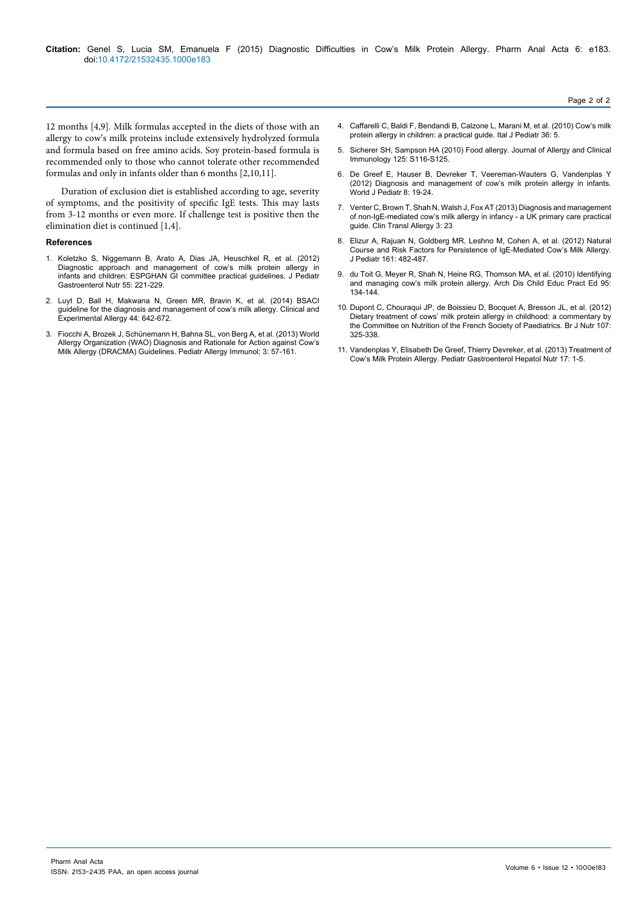12 months [4,9]. Milk formulas accepted in the diets of those with an allergy to cow's milk proteins include extensively hydrolyzed formula and formula based on free amino acids. Soy protein-based formula is recommended only to those who cannot tolerate other recommended formulas and only in infants older than 6 months [2,10,11].

Duration of exclusion diet is established according to age, severity of symptoms, and the positivity of specific IgE tests. This may lasts from 3-12 months or even more. If challenge test is positive then the elimination diet is continued [1,4].

### References

1. Koletzko S, Niggemann B, Arato A, Dias JA, Heuschkel R, et al. (2012) Diagnostic approach and management of cow's milk protein allergy in infants and children: ESPGHAN GI committee practical guidelines. J Pediatr Gastroenterol Nutr 55: 221-229.
2. Luyt D, Ball H, Makwana N, Green MR, Bravin K, et al. (2014) BSACI guideline for the diagnosis and management of cow's milk allergy. Clinical and Experimental Allergy 44: 642-672.
3. Fiocchi A, Brozek J, Schünemann H, Bahna SL, von Berg A, et al. (2013) World Allergy Organization (WAO) Diagnosis and Rationale for Action against Cow's Milk Allergy (DRACMA) Guidelines. Pediatr Allergy Immunol; 3: 57-161.
4. Caffarelli C, Baldi F, Bendandi B, Calzone L, Marani M, et al. (2010) Cow's milk protein allergy in children: a practical guide. Ital J Pediatr 36: 5.
5. Sicherer SH, Sampson HA (2010) Food allergy. Journal of Allergy and Clinical Immunology 125: S116-S125.
6. De Greef E, Hauser B, Devreker T, Veereman-Wauters G, Vandenplas Y (2012) Diagnosis and management of cow's milk protein allergy in infants. World J Pediatr 8: 19-24.
7. Venter C, Brown T, Shah N, Walsh J, Fox AT (2013) Diagnosis and management of non-IgE-mediated cow's milk allergy in infancy - a UK primary care practical guide. Clin Transl Allergy 3: 23
8. Elizur A, Rajuan N, Goldberg MR, Leshno M, Cohen A, et al. (2012) Natural Course and Risk Factors for Persistence of IgE-Mediated Cow's Milk Allergy. J Pediatr 161: 482-487.
9. du Toit G, Meyer R, Shah N, Heine RG, Thomson MA, et al. (2010) Identifying and managing cow's milk protein allergy. Arch Dis Child Educ Pract Ed 95: 134-144.
10. Dupont C, Chouraqui JP, de Boissieu D, Bocquet A, Bresson JL, et al. (2012) Dietary treatment of cows' milk protein allergy in childhood: a commentary by the Committee on Nutrition of the French Society of Paediatrics. Br J Nutr 107: 325-338.
11. Vandenplas Y, Elisabeth De Greef, Thierry Devreker, et al. (2013) Treatment of Cow's Milk Protein Allergy. Pediatr Gastroenterol Hepatol Nutr 17: 1-5.